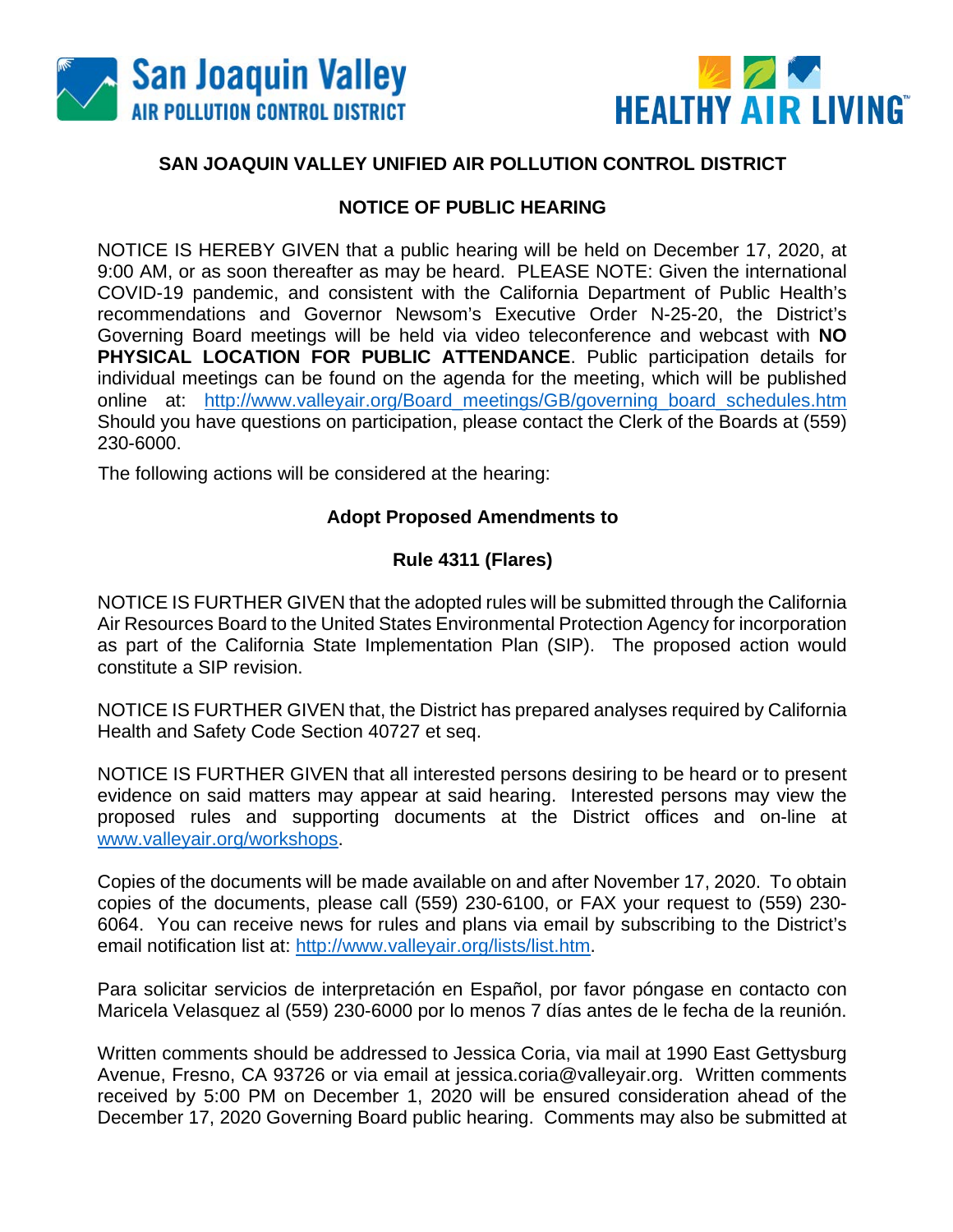San Joaquin Valley AIR POLLUTION CONTROL DISTRICT

HEALTHY AIR LIVING™

## SAN JOAQUIN VALLEY UNIFIED AIR POLLUTION CONTROL DISTRICT

## NOTICE OF PUBLIC HEARING

NOTICE IS HEREBY GIVEN that a public hearing will be held on December 17, 2020, at 9:00 AM, or as soon thereafter as may be heard. PLEASE NOTE: Given the international COVID-19 pandemic, and consistent with the California Department of Public Health's recommendations and Governor Newsom's Executive Order N-25-20, the District's Governing Board meetings will be held via video teleconference and webcast with **NO PHYSICAL LOCATION FOR PUBLIC ATTENDANCE**. Public participation details for individual meetings can be found on the agenda for the meeting, which will be published online at: http://www.valleyair.org/Board_meetings/GB/governing_board_schedules.htm Should you have questions on participation, please contact the Clerk of the Boards at (559) 230-6000.

The following actions will be considered at the hearing:

**Adopt Proposed Amendments to**

**Rule 4311 (Flares)**

NOTICE IS FURTHER GIVEN that the adopted rules will be submitted through the California Air Resources Board to the United States Environmental Protection Agency for incorporation as part of the California State Implementation Plan (SIP). The proposed action would constitute a SIP revision.

NOTICE IS FURTHER GIVEN that, the District has prepared analyses required by California Health and Safety Code Section 40727 et seq.

NOTICE IS FURTHER GIVEN that all interested persons desiring to be heard or to present evidence on said matters may appear at said hearing. Interested persons may view the proposed rules and supporting documents at the District offices and on-line at www.valleyair.org/workshops.

Copies of the documents will be made available on and after November 17, 2020. To obtain copies of the documents, please call (559) 230-6100, or FAX your request to (559) 230-6064. You can receive news for rules and plans via email by subscribing to the District's email notification list at: http://www.valleyair.org/lists/list.htm.

Para solicitar servicios de interpretación en Español, por favor póngase en contacto con Maricela Velasquez al (559) 230-6000 por lo menos 7 días antes de le fecha de la reunión.

Written comments should be addressed to Jessica Coria, via mail at 1990 East Gettysburg Avenue, Fresno, CA 93726 or via email at jessica.coria@valleyair.org. Written comments received by 5:00 PM on December 1, 2020 will be ensured consideration ahead of the December 17, 2020 Governing Board public hearing. Comments may also be submitted at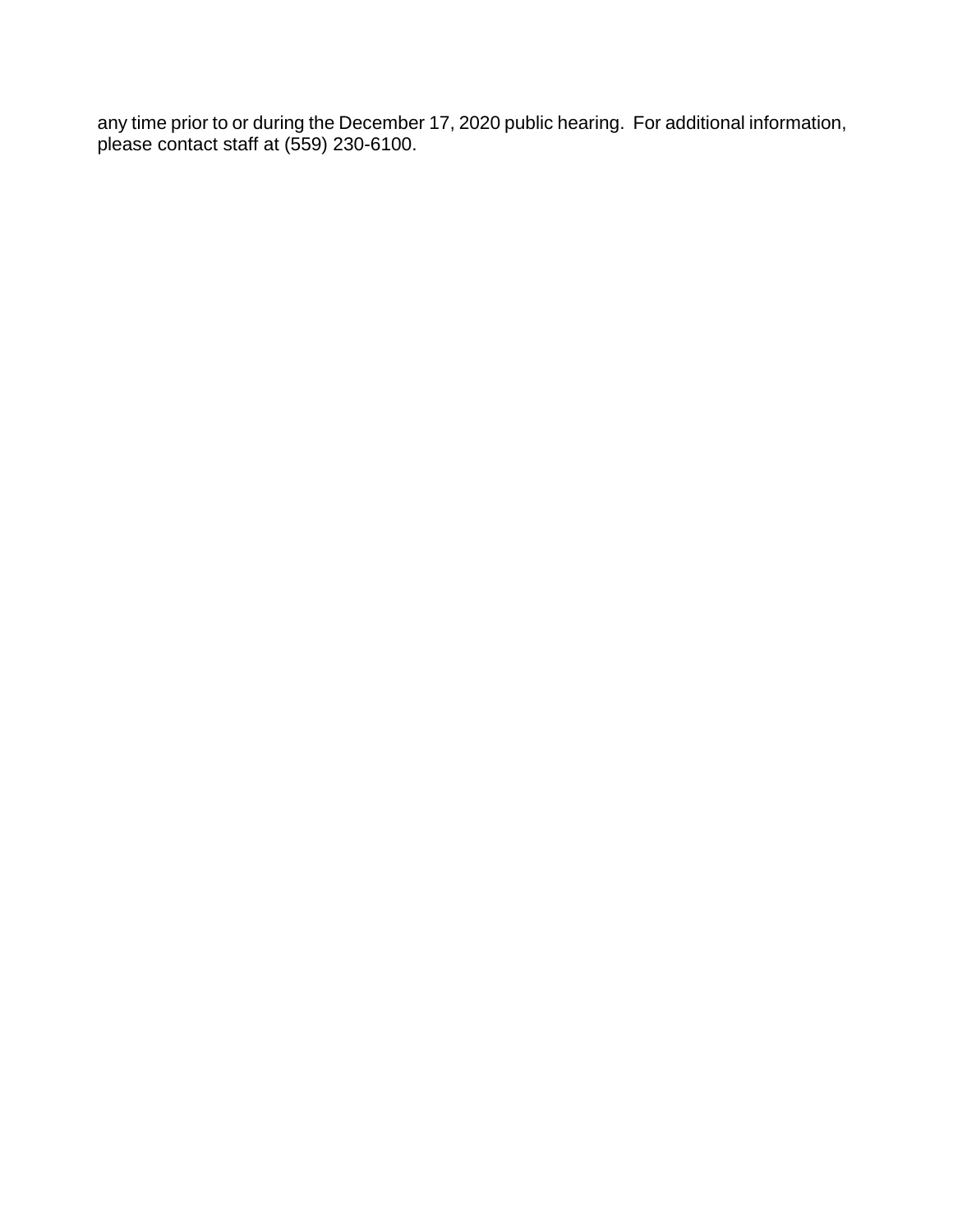any time prior to or during the December 17, 2020 public hearing. For additional information, please contact staff at (559) 230-6100.